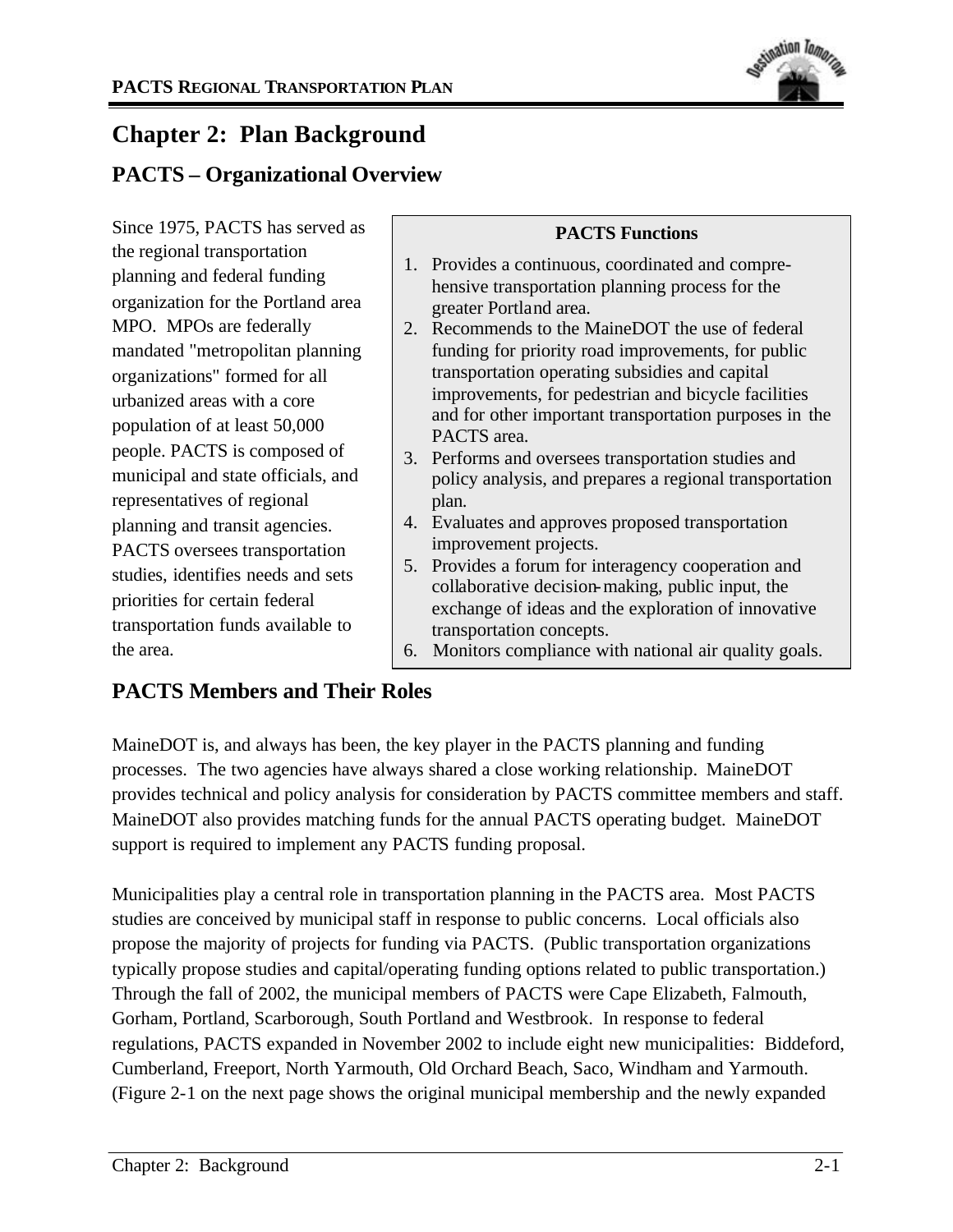# Chapter 2: Plan Background

## PACTS – Organizational Overview

Since 1975, PACTS has served as the regional transportation planning and federal funding organization for the Portland area MPO. MPOs are federally mandated "metropolitan planning organizations" formed for all urbanized areas with a core population of at least 50,000 people. PACTS is composed of municipal and state officials, and representatives of regional planning and transit agencies. PACTS oversees transportation studies, identifies needs and sets priorities for certain federal transportation funds available to the area.

**PACTS Functions**

1. Provides a continuous, coordinated and comprehensive transportation planning process for the greater Portland area.
2. Recommends to the MaineDOT the use of federal funding for priority road improvements, for public transportation operating subsidies and capital improvements, for pedestrian and bicycle facilities and for other important transportation purposes in the PACTS area.
3. Performs and oversees transportation studies and policy analysis, and prepares a regional transportation plan.
4. Evaluates and approves proposed transportation improvement projects.
5. Provides a forum for interagency cooperation and collaborative decision-making, public input, the exchange of ideas and the exploration of innovative transportation concepts.
6. Monitors compliance with national air quality goals.

## PACTS Members and Their Roles

MaineDOT is, and always has been, the key player in the PACTS planning and funding processes. The two agencies have always shared a close working relationship. MaineDOT provides technical and policy analysis for consideration by PACTS committee members and staff. MaineDOT also provides matching funds for the annual PACTS operating budget. MaineDOT support is required to implement any PACTS funding proposal.

Municipalities play a central role in transportation planning in the PACTS area. Most PACTS studies are conceived by municipal staff in response to public concerns. Local officials also propose the majority of projects for funding via PACTS. (Public transportation organizations typically propose studies and capital/operating funding options related to public transportation.) Through the fall of 2002, the municipal members of PACTS were Cape Elizabeth, Falmouth, Gorham, Portland, Scarborough, South Portland and Westbrook. In response to federal regulations, PACTS expanded in November 2002 to include eight new municipalities: Biddeford, Cumberland, Freeport, North Yarmouth, Old Orchard Beach, Saco, Windham and Yarmouth. (Figure 2-1 on the next page shows the original municipal membership and the newly expanded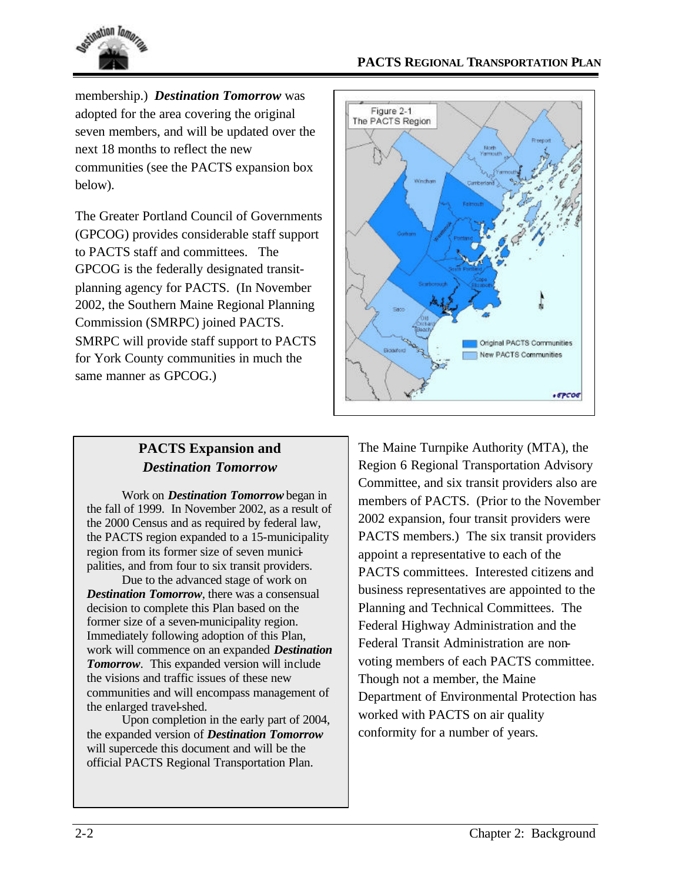membership.) ***Destination Tomorrow*** was adopted for the area covering the original seven members, and will be updated over the next 18 months to reflect the new communities (see the PACTS expansion box below).

The Greater Portland Council of Governments (GPCOG) provides considerable staff support to PACTS staff and committees. The GPCOG is the federally designated transit-planning agency for PACTS. (In November 2002, the Southern Maine Regional Planning Commission (SMRPC) joined PACTS. SMRPC will provide staff support to PACTS for York County communities in much the same manner as GPCOG.)

Figure 2-1
The PACTS Region

### PACTS Expansion and *Destination Tomorrow*

Work on ***Destination Tomorrow*** began in the fall of 1999. In November 2002, as a result of the 2000 Census and as required by federal law, the PACTS region expanded to a 15-municipality region from its former size of seven municipalities, and from four to six transit providers.

Due to the advanced stage of work on ***Destination Tomorrow***, there was a consensual decision to complete this Plan based on the former size of a seven-municipality region. Immediately following adoption of this Plan, work will commence on an expanded ***Destination Tomorrow***. This expanded version will include the visions and traffic issues of these new communities and will encompass management of the enlarged travel-shed.

Upon completion in the early part of 2004, the expanded version of ***Destination Tomorrow*** will supercede this document and will be the official PACTS Regional Transportation Plan.

The Maine Turnpike Authority (MTA), the Region 6 Regional Transportation Advisory Committee, and six transit providers also are members of PACTS. (Prior to the November 2002 expansion, four transit providers were PACTS members.) The six transit providers appoint a representative to each of the PACTS committees. Interested citizens and business representatives are appointed to the Planning and Technical Committees. The Federal Highway Administration and the Federal Transit Administration are non-voting members of each PACTS committee. Though not a member, the Maine Department of Environmental Protection has worked with PACTS on air quality conformity for a number of years.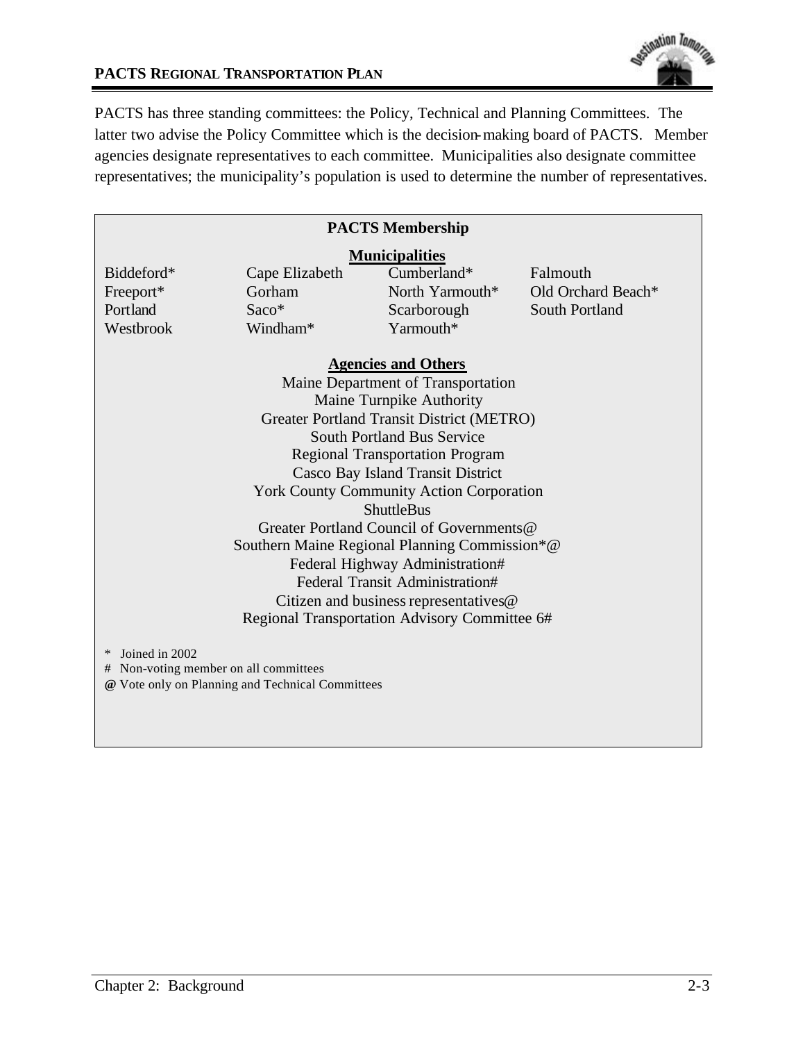PACTS has three standing committees: the Policy, Technical and Planning Committees. The latter two advise the Policy Committee which is the decision-making board of PACTS. Member agencies designate representatives to each committee. Municipalities also designate committee representatives; the municipality's population is used to determine the number of representatives.

**PACTS Membership**

**Municipalities**

| | | | |
|---|---|---|---|
| Biddeford* | Cape Elizabeth | Cumberland* | Falmouth |
| Freeport* | Gorham | North Yarmouth* | Old Orchard Beach* |
| Portland | Saco* | Scarborough | South Portland |
| Westbrook | Windham* | Yarmouth* | |

**Agencies and Others**

Maine Department of Transportation
Maine Turnpike Authority
Greater Portland Transit District (METRO)
South Portland Bus Service
Regional Transportation Program
Casco Bay Island Transit District
York County Community Action Corporation
ShuttleBus
Greater Portland Council of Governments@
Southern Maine Regional Planning Commission*@
Federal Highway Administration#
Federal Transit Administration#
Citizen and business representatives@
Regional Transportation Advisory Committee 6#

\* Joined in 2002
\# Non-voting member on all committees
**@** Vote only on Planning and Technical Committees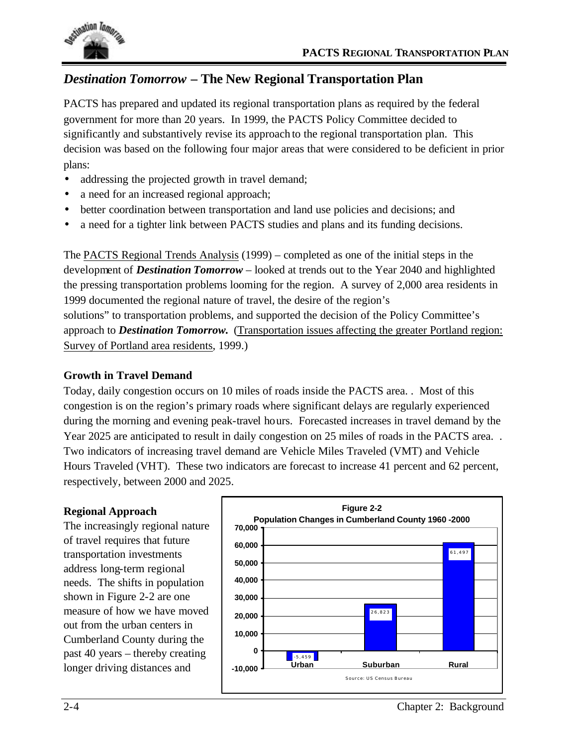## *Destination Tomorrow* – The New Regional Transportation Plan

PACTS has prepared and updated its regional transportation plans as required by the federal government for more than 20 years. In 1999, the PACTS Policy Committee decided to significantly and substantively revise its approach to the regional transportation plan. This decision was based on the following four major areas that were considered to be deficient in prior plans:

- addressing the projected growth in travel demand;
- a need for an increased regional approach;
- better coordination between transportation and land use policies and decisions; and
- a need for a tighter link between PACTS studies and plans and its funding decisions.

The PACTS Regional Trends Analysis (1999) – completed as one of the initial steps in the development of ***Destination Tomorrow*** – looked at trends out to the Year 2040 and highlighted the pressing transportation problems looming for the region. A survey of 2,000 area residents in 1999 documented the regional nature of travel, the desire of the region's solutions" to transportation problems, and supported the decision of the Policy Committee's approach to ***Destination Tomorrow.*** (Transportation issues affecting the greater Portland region: Survey of Portland area residents, 1999.)

### Growth in Travel Demand

Today, daily congestion occurs on 10 miles of roads inside the PACTS area. . Most of this congestion is on the region's primary roads where significant delays are regularly experienced during the morning and evening peak-travel hours. Forecasted increases in travel demand by the Year 2025 are anticipated to result in daily congestion on 25 miles of roads in the PACTS area. . Two indicators of increasing travel demand are Vehicle Miles Traveled (VMT) and Vehicle Hours Traveled (VHT). These two indicators are forecast to increase 41 percent and 62 percent, respectively, between 2000 and 2025.

### Regional Approach

The increasingly regional nature of travel requires that future transportation investments address long-term regional needs. The shifts in population shown in Figure 2-2 are one measure of how we have moved out from the urban centers in Cumberland County during the past 40 years – thereby creating longer driving distances and

**Figure 2-2**
**Population Changes in Cumberland County 1960 -2000**

| Area | Population Change |
|---|---|
| Urban | -5,459 |
| Suburban | 26,823 |
| Rural | 61,497 |

Source: US Census Bureau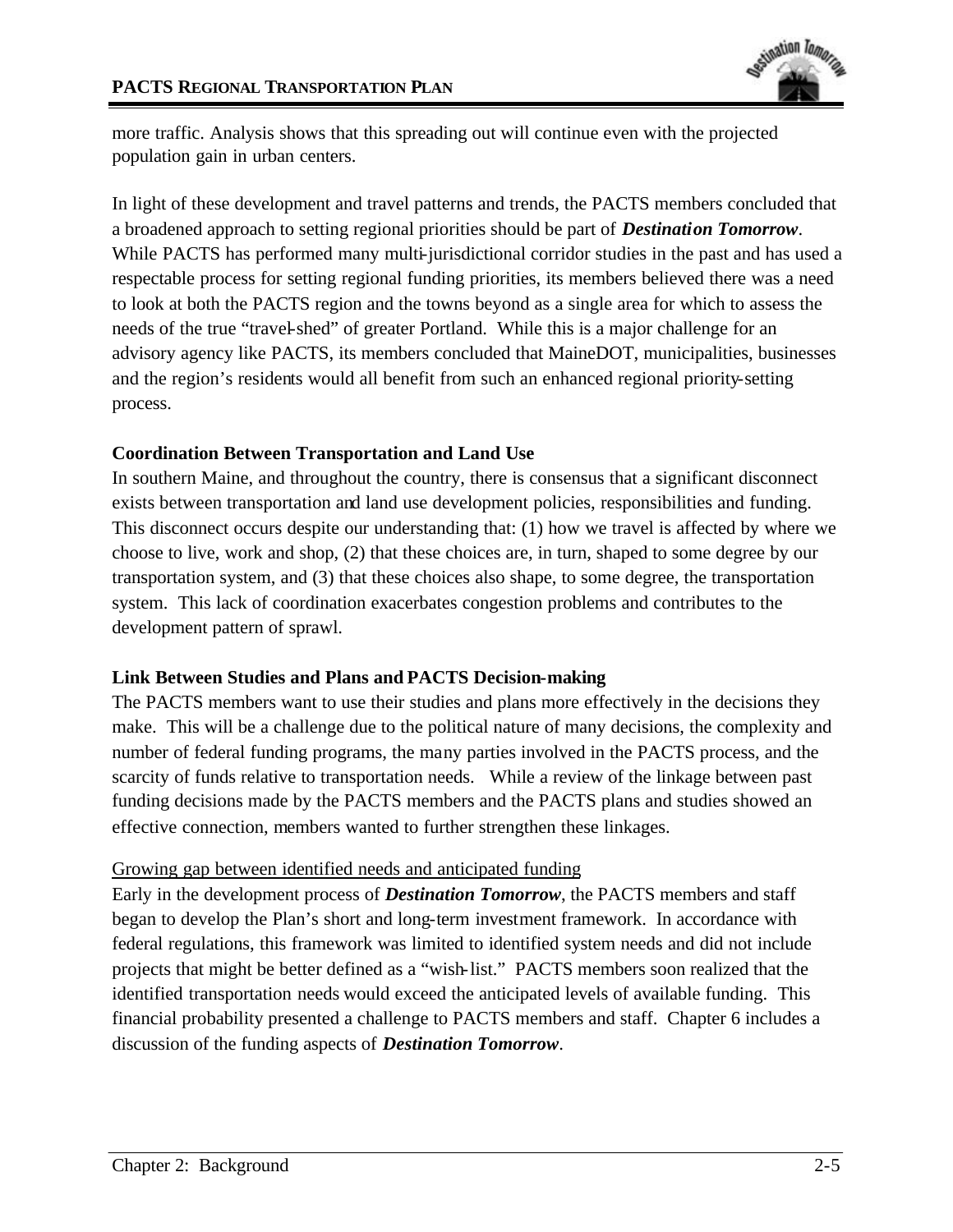more traffic. Analysis shows that this spreading out will continue even with the projected population gain in urban centers.

In light of these development and travel patterns and trends, the PACTS members concluded that a broadened approach to setting regional priorities should be part of ***Destination Tomorrow***. While PACTS has performed many multi-jurisdictional corridor studies in the past and has used a respectable process for setting regional funding priorities, its members believed there was a need to look at both the PACTS region and the towns beyond as a single area for which to assess the needs of the true "travel-shed" of greater Portland. While this is a major challenge for an advisory agency like PACTS, its members concluded that MaineDOT, municipalities, businesses and the region's residents would all benefit from such an enhanced regional priority-setting process.

**Coordination Between Transportation and Land Use**

In southern Maine, and throughout the country, there is consensus that a significant disconnect exists between transportation and land use development policies, responsibilities and funding. This disconnect occurs despite our understanding that: (1) how we travel is affected by where we choose to live, work and shop, (2) that these choices are, in turn, shaped to some degree by our transportation system, and (3) that these choices also shape, to some degree, the transportation system. This lack of coordination exacerbates congestion problems and contributes to the development pattern of sprawl.

**Link Between Studies and Plans and PACTS Decision-making**

The PACTS members want to use their studies and plans more effectively in the decisions they make. This will be a challenge due to the political nature of many decisions, the complexity and number of federal funding programs, the many parties involved in the PACTS process, and the scarcity of funds relative to transportation needs. While a review of the linkage between past funding decisions made by the PACTS members and the PACTS plans and studies showed an effective connection, members wanted to further strengthen these linkages.

<u>Growing gap between identified needs and anticipated funding</u>

Early in the development process of ***Destination Tomorrow***, the PACTS members and staff began to develop the Plan's short and long-term investment framework. In accordance with federal regulations, this framework was limited to identified system needs and did not include projects that might be better defined as a "wish-list." PACTS members soon realized that the identified transportation needs would exceed the anticipated levels of available funding. This financial probability presented a challenge to PACTS members and staff. Chapter 6 includes a discussion of the funding aspects of ***Destination Tomorrow***.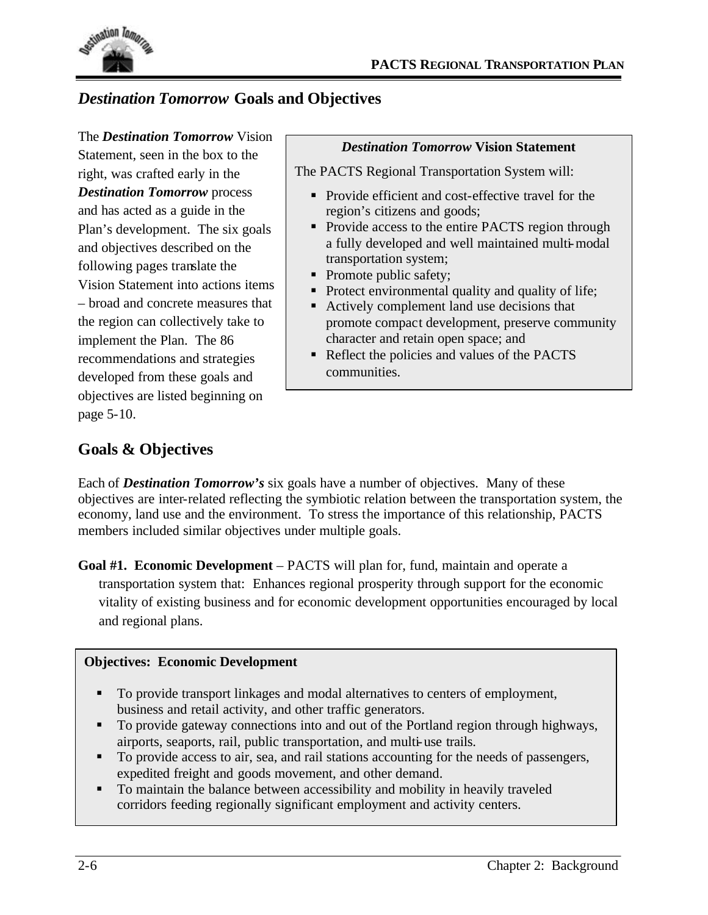## *Destination Tomorrow* Goals and Objectives

The ***Destination Tomorrow*** Vision Statement, seen in the box to the right, was crafted early in the ***Destination Tomorrow*** process and has acted as a guide in the Plan's development. The six goals and objectives described on the following pages translate the Vision Statement into actions items – broad and concrete measures that the region can collectively take to implement the Plan. The 86 recommendations and strategies developed from these goals and objectives are listed beginning on page 5-10.

> ***Destination Tomorrow*** **Vision Statement**
>
> The PACTS Regional Transportation System will:
>
> - Provide efficient and cost-effective travel for the region's citizens and goods;
> - Provide access to the entire PACTS region through a fully developed and well maintained multi-modal transportation system;
> - Promote public safety;
> - Protect environmental quality and quality of life;
> - Actively complement land use decisions that promote compact development, preserve community character and retain open space; and
> - Reflect the policies and values of the PACTS communities.

## Goals & Objectives

Each of ***Destination Tomorrow's*** six goals have a number of objectives. Many of these objectives are inter-related reflecting the symbiotic relation between the transportation system, the economy, land use and the environment. To stress the importance of this relationship, PACTS members included similar objectives under multiple goals.

**Goal #1. Economic Development** – PACTS will plan for, fund, maintain and operate a transportation system that: Enhances regional prosperity through support for the economic vitality of existing business and for economic development opportunities encouraged by local and regional plans.

> **Objectives: Economic Development**
>
> - To provide transport linkages and modal alternatives to centers of employment, business and retail activity, and other traffic generators.
> - To provide gateway connections into and out of the Portland region through highways, airports, seaports, rail, public transportation, and multi-use trails.
> - To provide access to air, sea, and rail stations accounting for the needs of passengers, expedited freight and goods movement, and other demand.
> - To maintain the balance between accessibility and mobility in heavily traveled corridors feeding regionally significant employment and activity centers.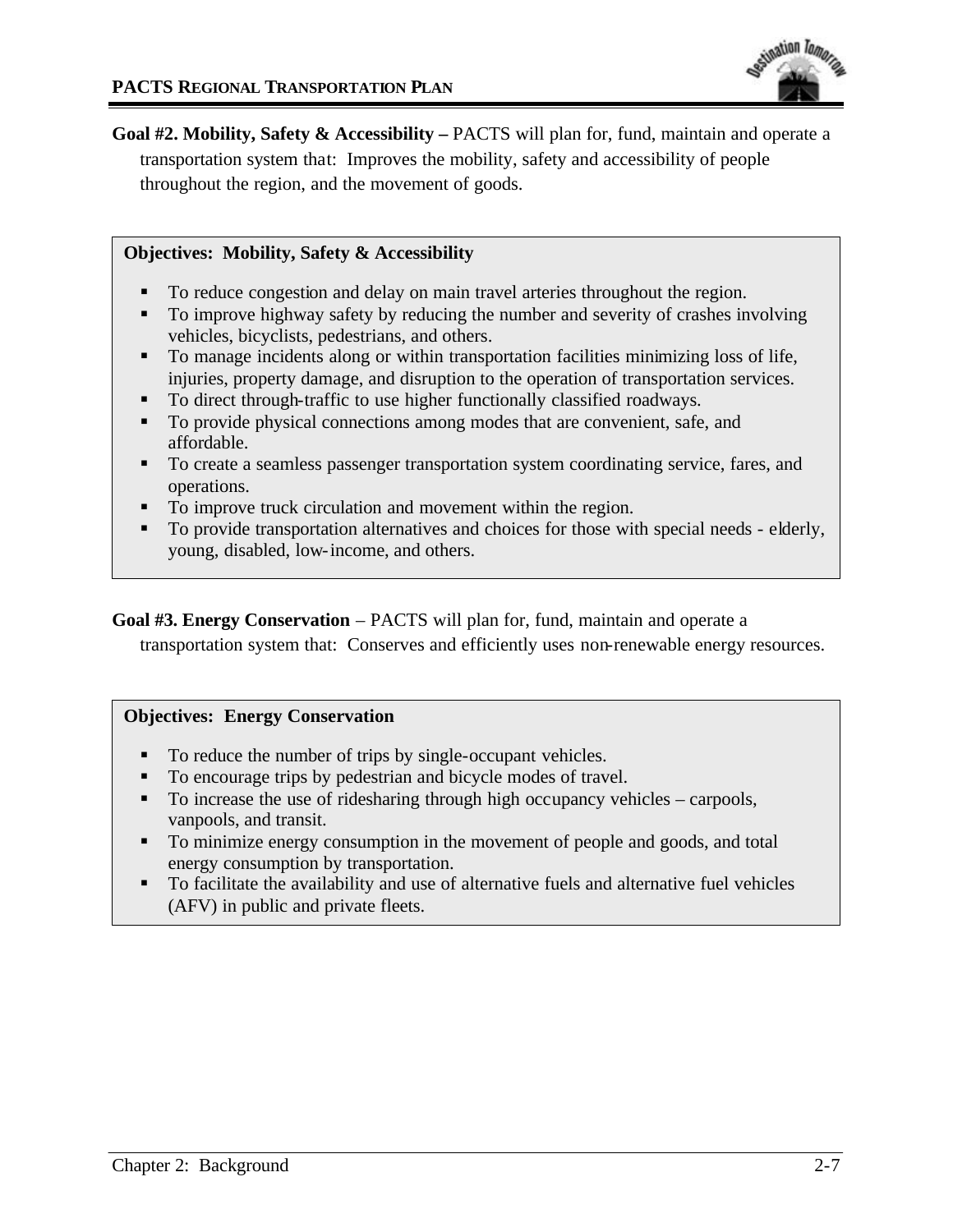**Goal #2. Mobility, Safety & Accessibility –** PACTS will plan for, fund, maintain and operate a transportation system that: Improves the mobility, safety and accessibility of people throughout the region, and the movement of goods.

**Objectives: Mobility, Safety & Accessibility**

- To reduce congestion and delay on main travel arteries throughout the region.
- To improve highway safety by reducing the number and severity of crashes involving vehicles, bicyclists, pedestrians, and others.
- To manage incidents along or within transportation facilities minimizing loss of life, injuries, property damage, and disruption to the operation of transportation services.
- To direct through-traffic to use higher functionally classified roadways.
- To provide physical connections among modes that are convenient, safe, and affordable.
- To create a seamless passenger transportation system coordinating service, fares, and operations.
- To improve truck circulation and movement within the region.
- To provide transportation alternatives and choices for those with special needs - elderly, young, disabled, low-income, and others.

**Goal #3. Energy Conservation** – PACTS will plan for, fund, maintain and operate a transportation system that: Conserves and efficiently uses non-renewable energy resources.

**Objectives: Energy Conservation**

- To reduce the number of trips by single-occupant vehicles.
- To encourage trips by pedestrian and bicycle modes of travel.
- To increase the use of ridesharing through high occupancy vehicles – carpools, vanpools, and transit.
- To minimize energy consumption in the movement of people and goods, and total energy consumption by transportation.
- To facilitate the availability and use of alternative fuels and alternative fuel vehicles (AFV) in public and private fleets.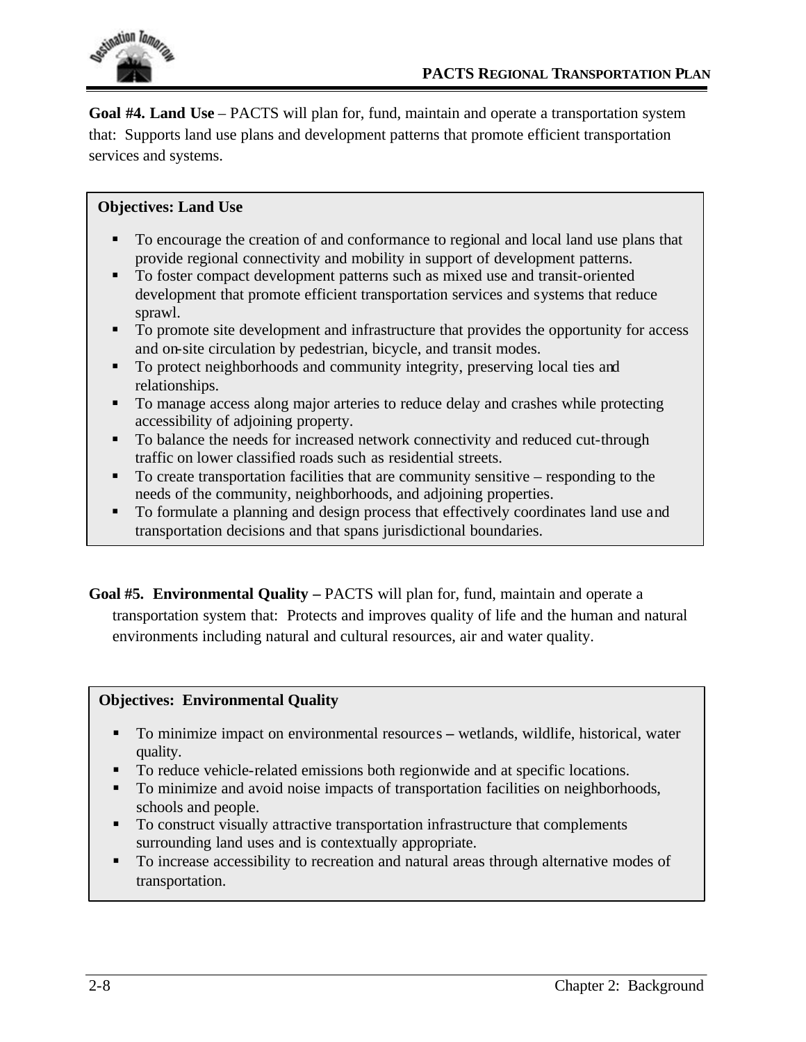**Goal #4. Land Use** – PACTS will plan for, fund, maintain and operate a transportation system that: Supports land use plans and development patterns that promote efficient transportation services and systems.

**Objectives: Land Use**

- To encourage the creation of and conformance to regional and local land use plans that provide regional connectivity and mobility in support of development patterns.
- To foster compact development patterns such as mixed use and transit-oriented development that promote efficient transportation services and systems that reduce sprawl.
- To promote site development and infrastructure that provides the opportunity for access and on-site circulation by pedestrian, bicycle, and transit modes.
- To protect neighborhoods and community integrity, preserving local ties and relationships.
- To manage access along major arteries to reduce delay and crashes while protecting accessibility of adjoining property.
- To balance the needs for increased network connectivity and reduced cut-through traffic on lower classified roads such as residential streets.
- To create transportation facilities that are community sensitive – responding to the needs of the community, neighborhoods, and adjoining properties.
- To formulate a planning and design process that effectively coordinates land use and transportation decisions and that spans jurisdictional boundaries.

**Goal #5. Environmental Quality –** PACTS will plan for, fund, maintain and operate a transportation system that: Protects and improves quality of life and the human and natural environments including natural and cultural resources, air and water quality.

**Objectives: Environmental Quality**

- To minimize impact on environmental resources – wetlands, wildlife, historical, water quality.
- To reduce vehicle-related emissions both regionwide and at specific locations.
- To minimize and avoid noise impacts of transportation facilities on neighborhoods, schools and people.
- To construct visually attractive transportation infrastructure that complements surrounding land uses and is contextually appropriate.
- To increase accessibility to recreation and natural areas through alternative modes of transportation.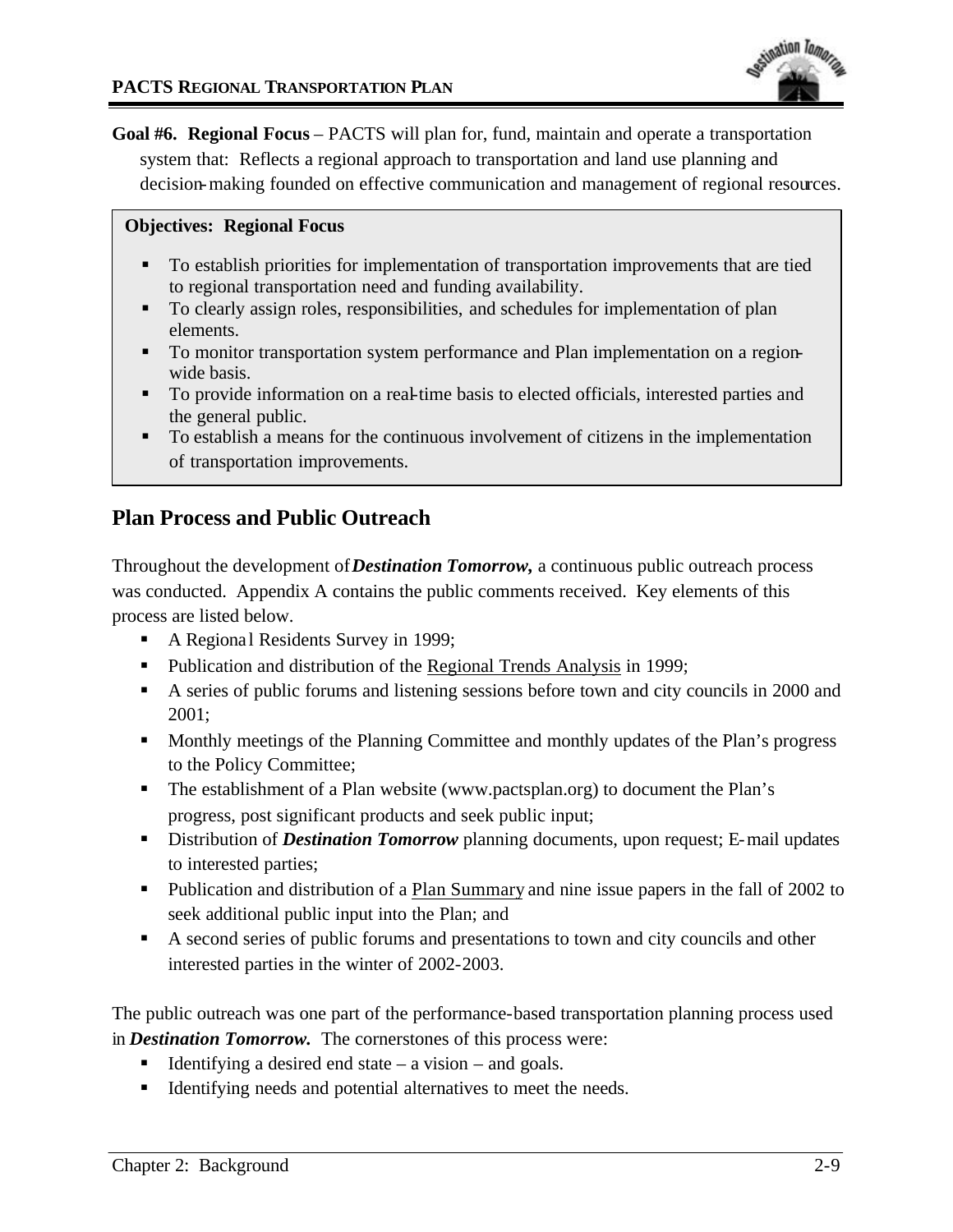**Goal #6. Regional Focus** – PACTS will plan for, fund, maintain and operate a transportation system that: Reflects a regional approach to transportation and land use planning and decision-making founded on effective communication and management of regional resources.

**Objectives: Regional Focus**

- To establish priorities for implementation of transportation improvements that are tied to regional transportation need and funding availability.
- To clearly assign roles, responsibilities, and schedules for implementation of plan elements.
- To monitor transportation system performance and Plan implementation on a region-wide basis.
- To provide information on a real-time basis to elected officials, interested parties and the general public.
- To establish a means for the continuous involvement of citizens in the implementation of transportation improvements.

## Plan Process and Public Outreach

Throughout the development of ***Destination Tomorrow,*** a continuous public outreach process was conducted. Appendix A contains the public comments received. Key elements of this process are listed below.

- A Regional Residents Survey in 1999;
- Publication and distribution of the Regional Trends Analysis in 1999;
- A series of public forums and listening sessions before town and city councils in 2000 and 2001;
- Monthly meetings of the Planning Committee and monthly updates of the Plan's progress to the Policy Committee;
- The establishment of a Plan website (www.pactsplan.org) to document the Plan's progress, post significant products and seek public input;
- Distribution of ***Destination Tomorrow*** planning documents, upon request; E-mail updates to interested parties;
- Publication and distribution of a Plan Summary and nine issue papers in the fall of 2002 to seek additional public input into the Plan; and
- A second series of public forums and presentations to town and city councils and other interested parties in the winter of 2002-2003.

The public outreach was one part of the performance-based transportation planning process used in ***Destination Tomorrow.*** The cornerstones of this process were:

- Identifying a desired end state – a vision – and goals.
- Identifying needs and potential alternatives to meet the needs.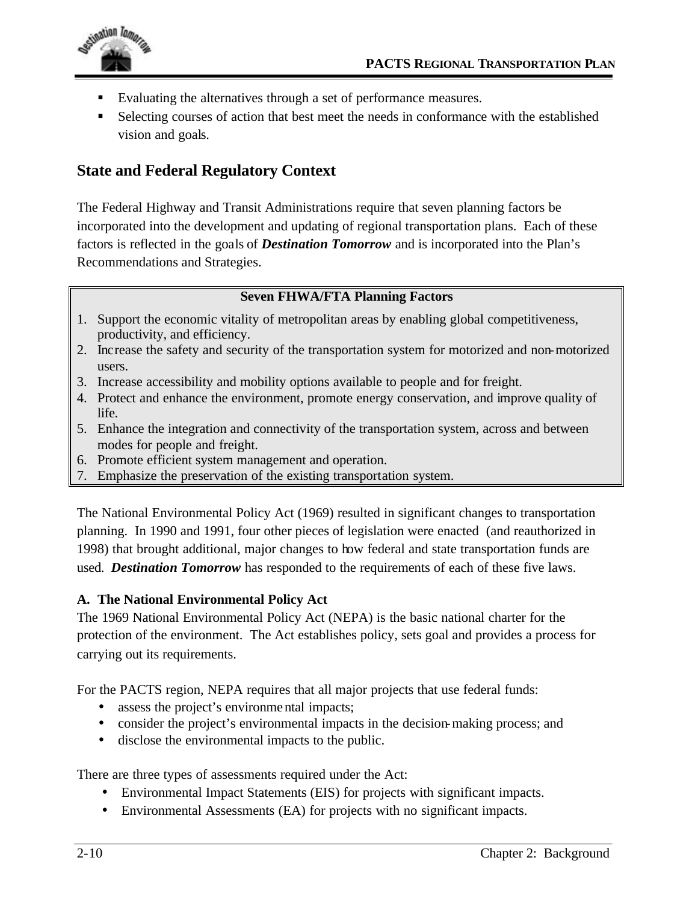- Evaluating the alternatives through a set of performance measures.
- Selecting courses of action that best meet the needs in conformance with the established vision and goals.

## State and Federal Regulatory Context

The Federal Highway and Transit Administrations require that seven planning factors be incorporated into the development and updating of regional transportation plans. Each of these factors is reflected in the goals of ***Destination Tomorrow*** and is incorporated into the Plan's Recommendations and Strategies.

**Seven FHWA/FTA Planning Factors**

1. Support the economic vitality of metropolitan areas by enabling global competitiveness, productivity, and efficiency.
2. Increase the safety and security of the transportation system for motorized and non-motorized users.
3. Increase accessibility and mobility options available to people and for freight.
4. Protect and enhance the environment, promote energy conservation, and improve quality of life.
5. Enhance the integration and connectivity of the transportation system, across and between modes for people and freight.
6. Promote efficient system management and operation.
7. Emphasize the preservation of the existing transportation system.

The National Environmental Policy Act (1969) resulted in significant changes to transportation planning. In 1990 and 1991, four other pieces of legislation were enacted (and reauthorized in 1998) that brought additional, major changes to how federal and state transportation funds are used. ***Destination Tomorrow*** has responded to the requirements of each of these five laws.

### A. The National Environmental Policy Act

The 1969 National Environmental Policy Act (NEPA) is the basic national charter for the protection of the environment. The Act establishes policy, sets goal and provides a process for carrying out its requirements.

For the PACTS region, NEPA requires that all major projects that use federal funds:

- assess the project's environmental impacts;
- consider the project's environmental impacts in the decision-making process; and
- disclose the environmental impacts to the public.

There are three types of assessments required under the Act:

- Environmental Impact Statements (EIS) for projects with significant impacts.
- Environmental Assessments (EA) for projects with no significant impacts.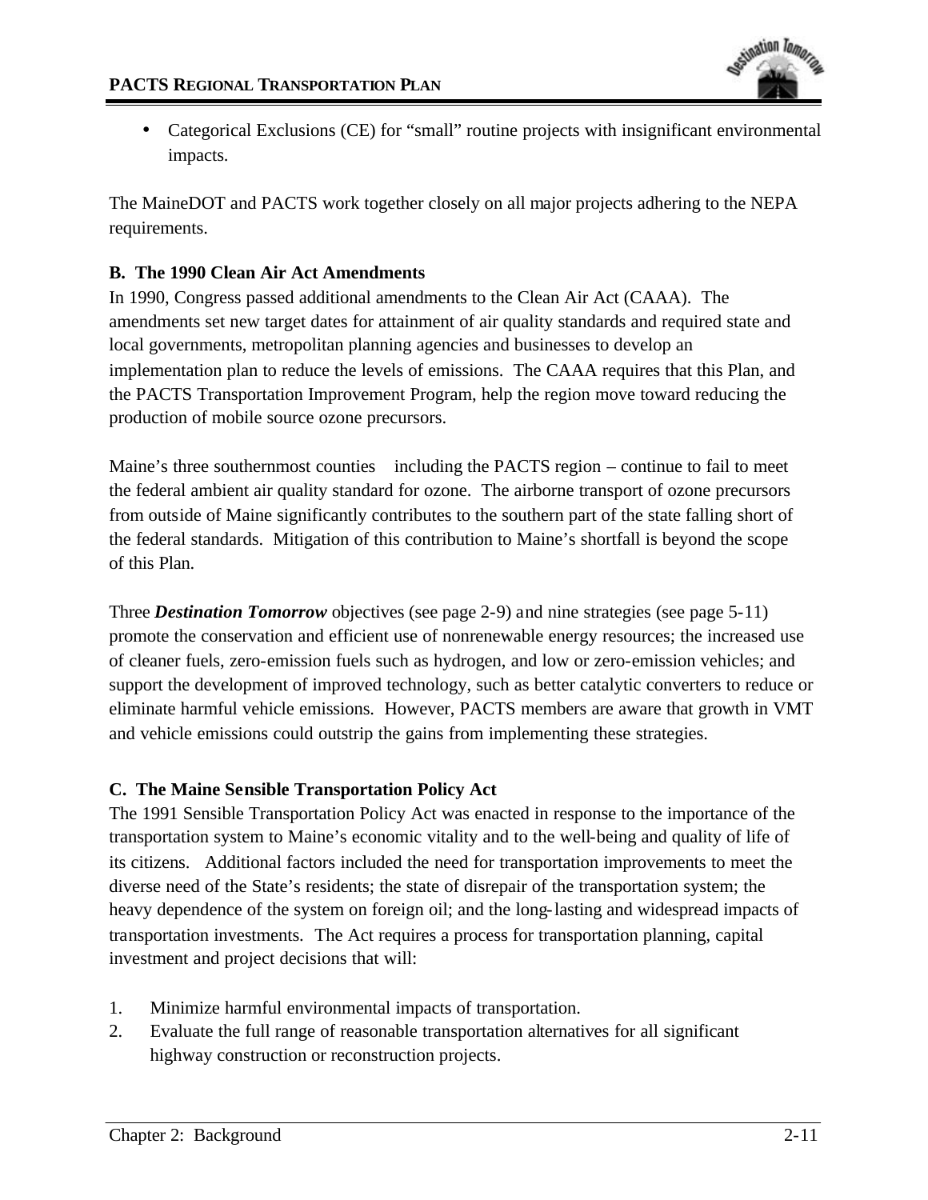- Categorical Exclusions (CE) for "small" routine projects with insignificant environmental impacts.

The MaineDOT and PACTS work together closely on all major projects adhering to the NEPA requirements.

**B. The 1990 Clean Air Act Amendments**

In 1990, Congress passed additional amendments to the Clean Air Act (CAAA). The amendments set new target dates for attainment of air quality standards and required state and local governments, metropolitan planning agencies and businesses to develop an implementation plan to reduce the levels of emissions. The CAAA requires that this Plan, and the PACTS Transportation Improvement Program, help the region move toward reducing the production of mobile source ozone precursors.

Maine's three southernmost counties including the PACTS region – continue to fail to meet the federal ambient air quality standard for ozone. The airborne transport of ozone precursors from outside of Maine significantly contributes to the southern part of the state falling short of the federal standards. Mitigation of this contribution to Maine's shortfall is beyond the scope of this Plan.

Three ***Destination Tomorrow*** objectives (see page 2-9) and nine strategies (see page 5-11) promote the conservation and efficient use of nonrenewable energy resources; the increased use of cleaner fuels, zero-emission fuels such as hydrogen, and low or zero-emission vehicles; and support the development of improved technology, such as better catalytic converters to reduce or eliminate harmful vehicle emissions. However, PACTS members are aware that growth in VMT and vehicle emissions could outstrip the gains from implementing these strategies.

**C. The Maine Sensible Transportation Policy Act**

The 1991 Sensible Transportation Policy Act was enacted in response to the importance of the transportation system to Maine's economic vitality and to the well-being and quality of life of its citizens. Additional factors included the need for transportation improvements to meet the diverse need of the State's residents; the state of disrepair of the transportation system; the heavy dependence of the system on foreign oil; and the long-lasting and widespread impacts of transportation investments. The Act requires a process for transportation planning, capital investment and project decisions that will:

1. Minimize harmful environmental impacts of transportation.
2. Evaluate the full range of reasonable transportation alternatives for all significant highway construction or reconstruction projects.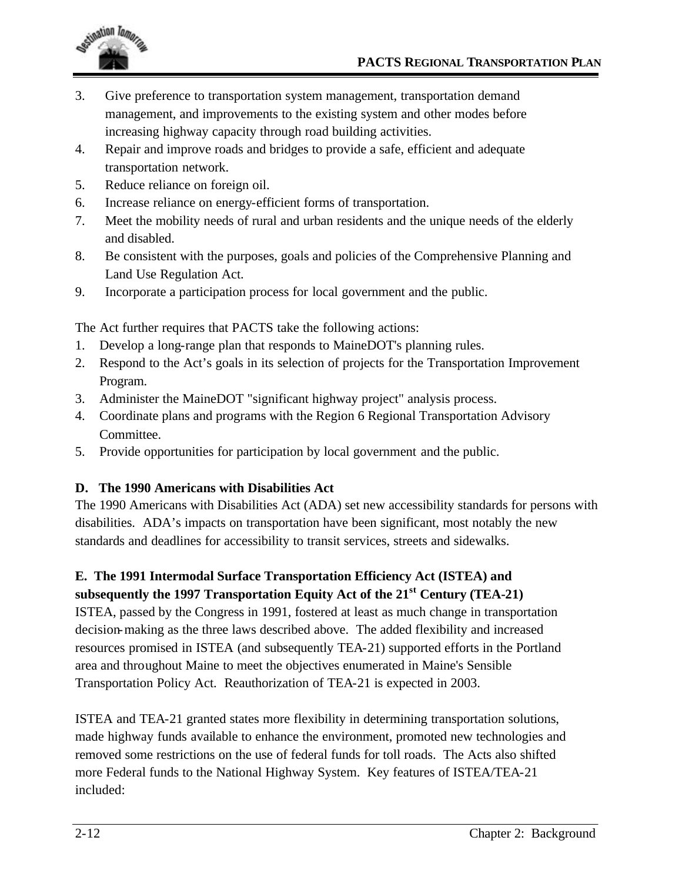3. Give preference to transportation system management, transportation demand management, and improvements to the existing system and other modes before increasing highway capacity through road building activities.
4. Repair and improve roads and bridges to provide a safe, efficient and adequate transportation network.
5. Reduce reliance on foreign oil.
6. Increase reliance on energy-efficient forms of transportation.
7. Meet the mobility needs of rural and urban residents and the unique needs of the elderly and disabled.
8. Be consistent with the purposes, goals and policies of the Comprehensive Planning and Land Use Regulation Act.
9. Incorporate a participation process for local government and the public.

The Act further requires that PACTS take the following actions:

1. Develop a long-range plan that responds to MaineDOT's planning rules.
2. Respond to the Act's goals in its selection of projects for the Transportation Improvement Program.
3. Administer the MaineDOT "significant highway project" analysis process.
4. Coordinate plans and programs with the Region 6 Regional Transportation Advisory Committee.
5. Provide opportunities for participation by local government and the public.

### D. The 1990 Americans with Disabilities Act

The 1990 Americans with Disabilities Act (ADA) set new accessibility standards for persons with disabilities. ADA's impacts on transportation have been significant, most notably the new standards and deadlines for accessibility to transit services, streets and sidewalks.

### E. The 1991 Intermodal Surface Transportation Efficiency Act (ISTEA) and subsequently the 1997 Transportation Equity Act of the 21st Century (TEA-21)

ISTEA, passed by the Congress in 1991, fostered at least as much change in transportation decision-making as the three laws described above. The added flexibility and increased resources promised in ISTEA (and subsequently TEA-21) supported efforts in the Portland area and throughout Maine to meet the objectives enumerated in Maine's Sensible Transportation Policy Act. Reauthorization of TEA-21 is expected in 2003.

ISTEA and TEA-21 granted states more flexibility in determining transportation solutions, made highway funds available to enhance the environment, promoted new technologies and removed some restrictions on the use of federal funds for toll roads. The Acts also shifted more Federal funds to the National Highway System. Key features of ISTEA/TEA-21 included: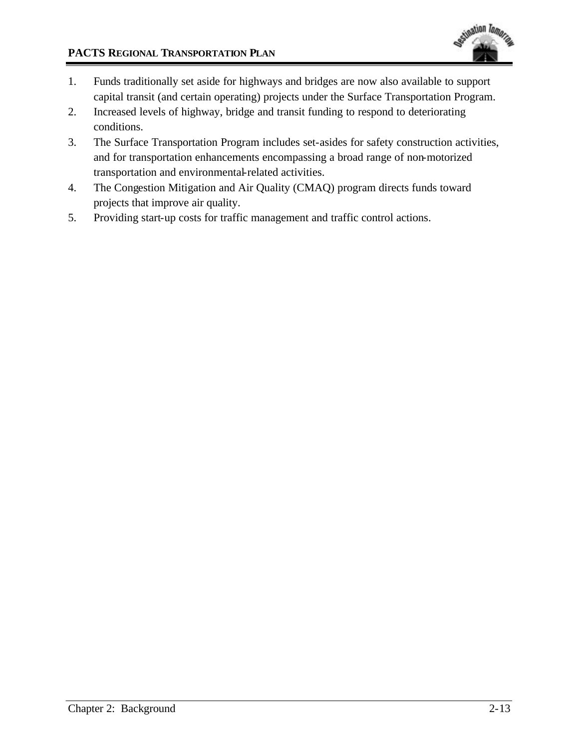1. Funds traditionally set aside for highways and bridges are now also available to support capital transit (and certain operating) projects under the Surface Transportation Program.
2. Increased levels of highway, bridge and transit funding to respond to deteriorating conditions.
3. The Surface Transportation Program includes set-asides for safety construction activities, and for transportation enhancements encompassing a broad range of non-motorized transportation and environmental-related activities.
4. The Congestion Mitigation and Air Quality (CMAQ) program directs funds toward projects that improve air quality.
5. Providing start-up costs for traffic management and traffic control actions.